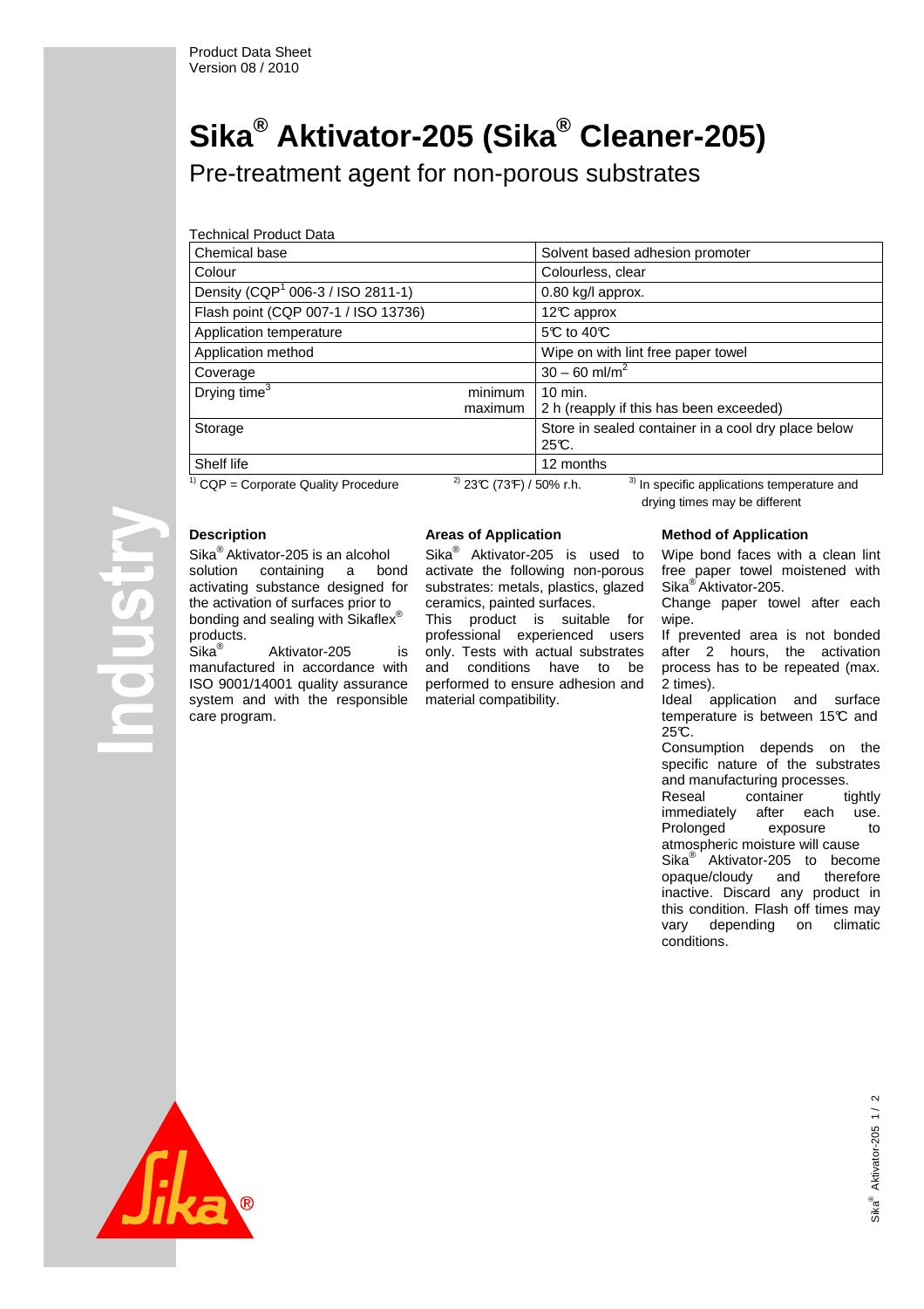Product Data Sheet
Version 08 / 2010

# Sika® Aktivator-205 (Sika® Cleaner-205)

## Pre-treatment agent for non-porous substrates

Technical Product Data

| | |
|---|---|
| Chemical base | Solvent based adhesion promoter |
| Colour | Colourless, clear |
| Density (CQP[1] 006-3 / ISO 2811-1) | 0.80 kg/l approx. |
| Flash point (CQP 007-1 / ISO 13736) | 12°C approx |
| Application temperature | 5°C to 40°C |
| Application method | Wipe on with lint free paper towel |
| Coverage | 30 – 60 ml/m$^2$ |
| Drying time[3] minimum / maximum | 10 min. / 2 h (reapply if this has been exceeded) |
| Storage | Store in sealed container in a cool dry place below 25°C. |
| Shelf life | 12 months |

[1] CQP = Corporate Quality Procedure [2] 23°C (73°F) / 50% r.h. [3] In specific applications temperature and drying times may be different

### Description

Sika® Aktivator-205 is an alcohol solution containing a bond activating substance designed for the activation of surfaces prior to bonding and sealing with Sikaflex® products.
Sika® Aktivator-205 is manufactured in accordance with ISO 9001/14001 quality assurance system and with the responsible care program.

### Areas of Application

Sika® Aktivator-205 is used to activate the following non-porous substrates: metals, plastics, glazed ceramics, painted surfaces.
This product is suitable for professional experienced users only. Tests with actual substrates and conditions have to be performed to ensure adhesion and material compatibility.

### Method of Application

Wipe bond faces with a clean lint free paper towel moistened with Sika® Aktivator-205.
Change paper towel after each wipe.
If prevented area is not bonded after 2 hours, the activation process has to be repeated (max. 2 times).
Ideal application and surface temperature is between 15°C and 25°C.
Consumption depends on the specific nature of the substrates and manufacturing processes.
Reseal container tightly immediately after each use. Prolonged exposure to atmospheric moisture will cause Sika® Aktivator-205 to become opaque/cloudy and therefore inactive. Discard any product in this condition. Flash off times may vary depending on climatic conditions.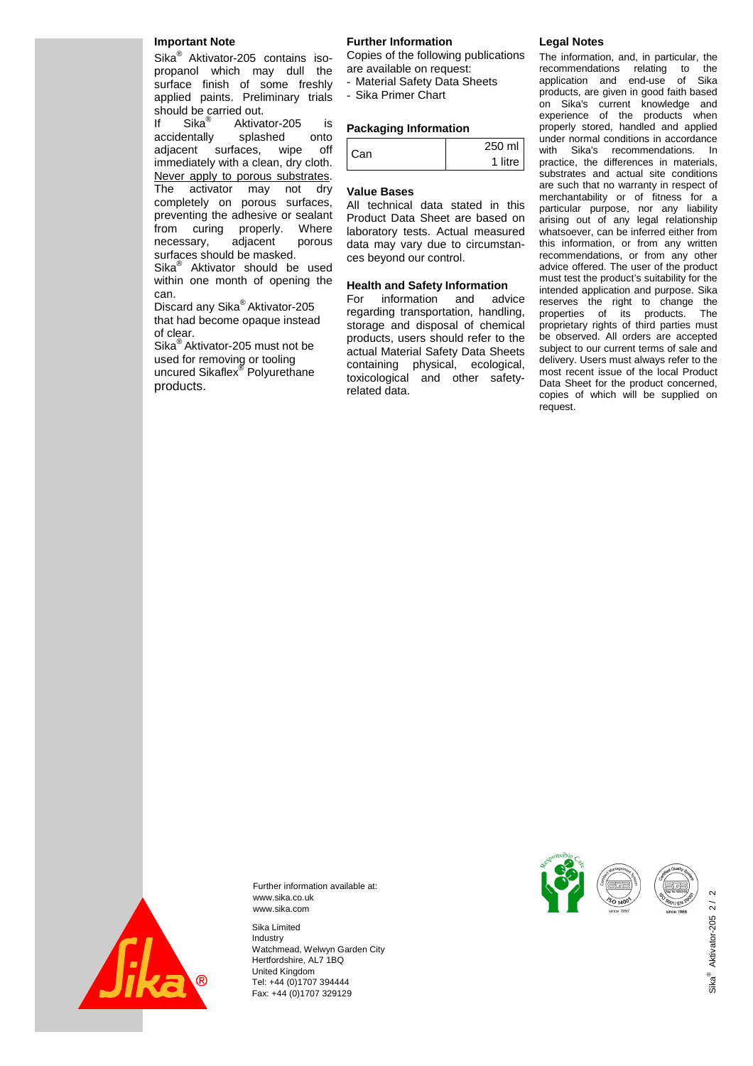### Important Note

Sika® Aktivator-205 contains iso-propanol which may dull the surface finish of some freshly applied paints. Preliminary trials should be carried out.

If Sika® Aktivator-205 is accidentally splashed onto adjacent surfaces, wipe off immediately with a clean, dry cloth.

Never apply to porous substrates. The activator may not dry completely on porous surfaces, preventing the adhesive or sealant from curing properly. Where necessary, adjacent porous surfaces should be masked.

Sika® Aktivator should be used within one month of opening the can.

Discard any Sika® Aktivator-205 that had become opaque instead of clear.

Sika® Aktivator-205 must not be used for removing or tooling uncured Sikaflex® Polyurethane products.

### Further Information

Copies of the following publications are available on request:

- Material Safety Data Sheets
- Sika Primer Chart

### Packaging Information

| | |
|---|---|
| Can | 250 ml<br>1 litre |

### Value Bases

All technical data stated in this Product Data Sheet are based on laboratory tests. Actual measured data may vary due to circumstances beyond our control.

### Health and Safety Information

For information and advice regarding transportation, handling, storage and disposal of chemical products, users should refer to the actual Material Safety Data Sheets containing physical, ecological, toxicological and other safety-related data.

### Legal Notes

The information, and, in particular, the recommendations relating to the application and end-use of Sika products, are given in good faith based on Sika's current knowledge and experience of the products when properly stored, handled and applied under normal conditions in accordance with Sika's recommendations. In practice, the differences in materials, substrates and actual site conditions are such that no warranty in respect of merchantability or of fitness for a particular purpose, nor any liability arising out of any legal relationship whatsoever, can be inferred either from this information, or from any written recommendations, or from any other advice offered. The user of the product must test the product's suitability for the intended application and purpose. Sika reserves the right to change the properties of its products. The proprietary rights of third parties must be observed. All orders are accepted subject to our current terms of sale and delivery. Users must always refer to the most recent issue of the local Product Data Sheet for the product concerned, copies of which will be supplied on request.

Further information available at:
www.sika.co.uk
www.sika.com

Sika Limited
Industry
Watchmead, Welwyn Garden City
Hertfordshire, AL7 1BQ
United Kingdom
Tel: +44 (0)1707 394444
Fax: +44 (0)1707 329129